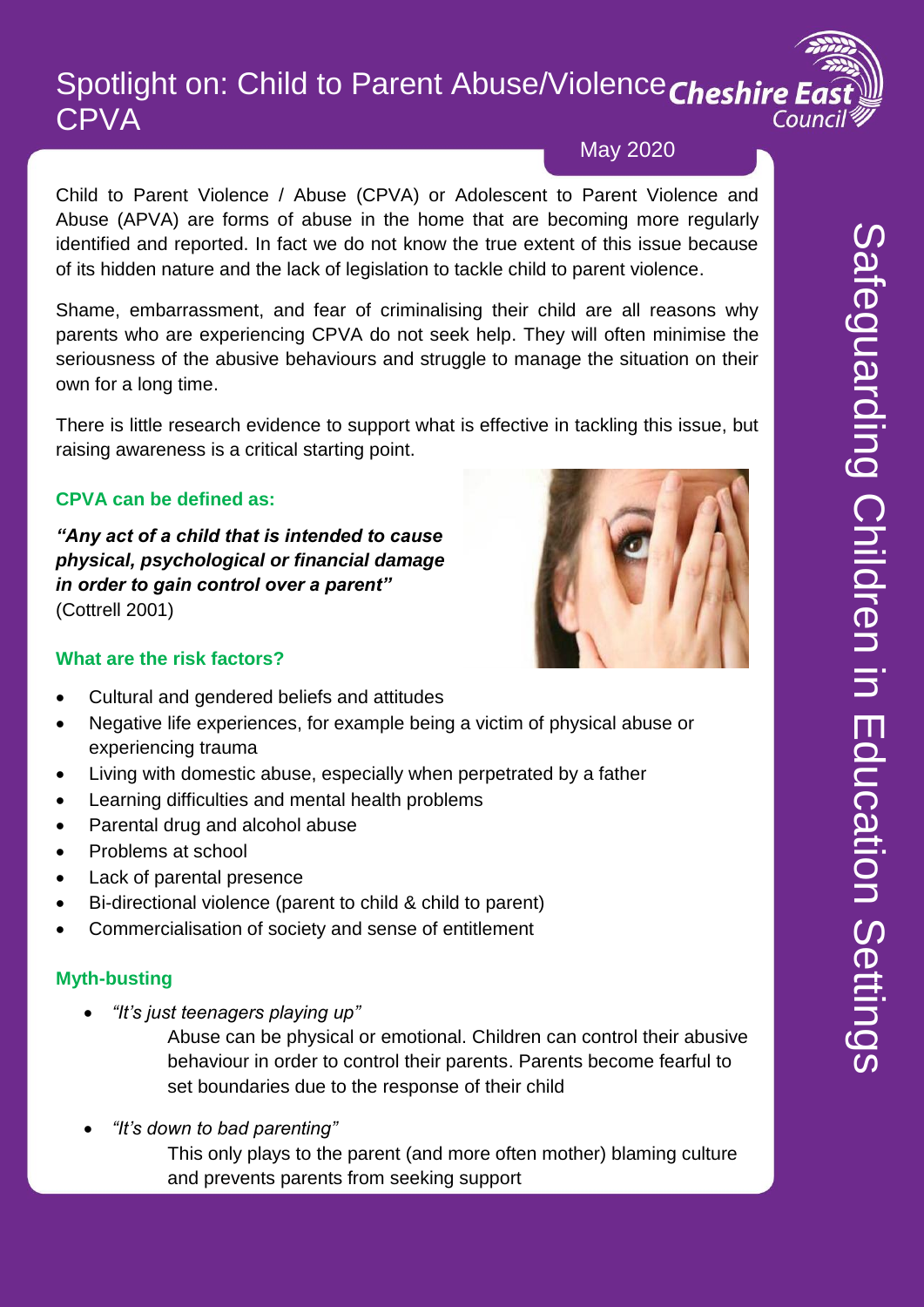# Spotlight on: Child to Parent Abuse/Violence CPVA

Cheshire East Council

May 2020

Safeguarding Children in Education Settings

Child to Parent Violence / Abuse (CPVA) or Adolescent to Parent Violence and Abuse (APVA) are forms of abuse in the home that are becoming more regularly identified and reported. In fact we do not know the true extent of this issue because of its hidden nature and the lack of legislation to tackle child to parent violence.

Shame, embarrassment, and fear of criminalising their child are all reasons why parents who are experiencing CPVA do not seek help. They will often minimise the seriousness of the abusive behaviours and struggle to manage the situation on their own for a long time.

There is little research evidence to support what is effective in tackling this issue, but raising awareness is a critical starting point.

### CPVA can be defined as:

***"Any act of a child that is intended to cause physical, psychological or financial damage in order to gain control over a parent"*** (Cottrell 2001)

### What are the risk factors?

- Cultural and gendered beliefs and attitudes
- Negative life experiences, for example being a victim of physical abuse or experiencing trauma
- Living with domestic abuse, especially when perpetrated by a father
- Learning difficulties and mental health problems
- Parental drug and alcohol abuse
- Problems at school
- Lack of parental presence
- Bi-directional violence (parent to child & child to parent)
- Commercialisation of society and sense of entitlement

### Myth-busting

- *"It's just teenagers playing up"*

  Abuse can be physical or emotional. Children can control their abusive behaviour in order to control their parents. Parents become fearful to set boundaries due to the response of their child

- *"It's down to bad parenting"*

  This only plays to the parent (and more often mother) blaming culture and prevents parents from seeking support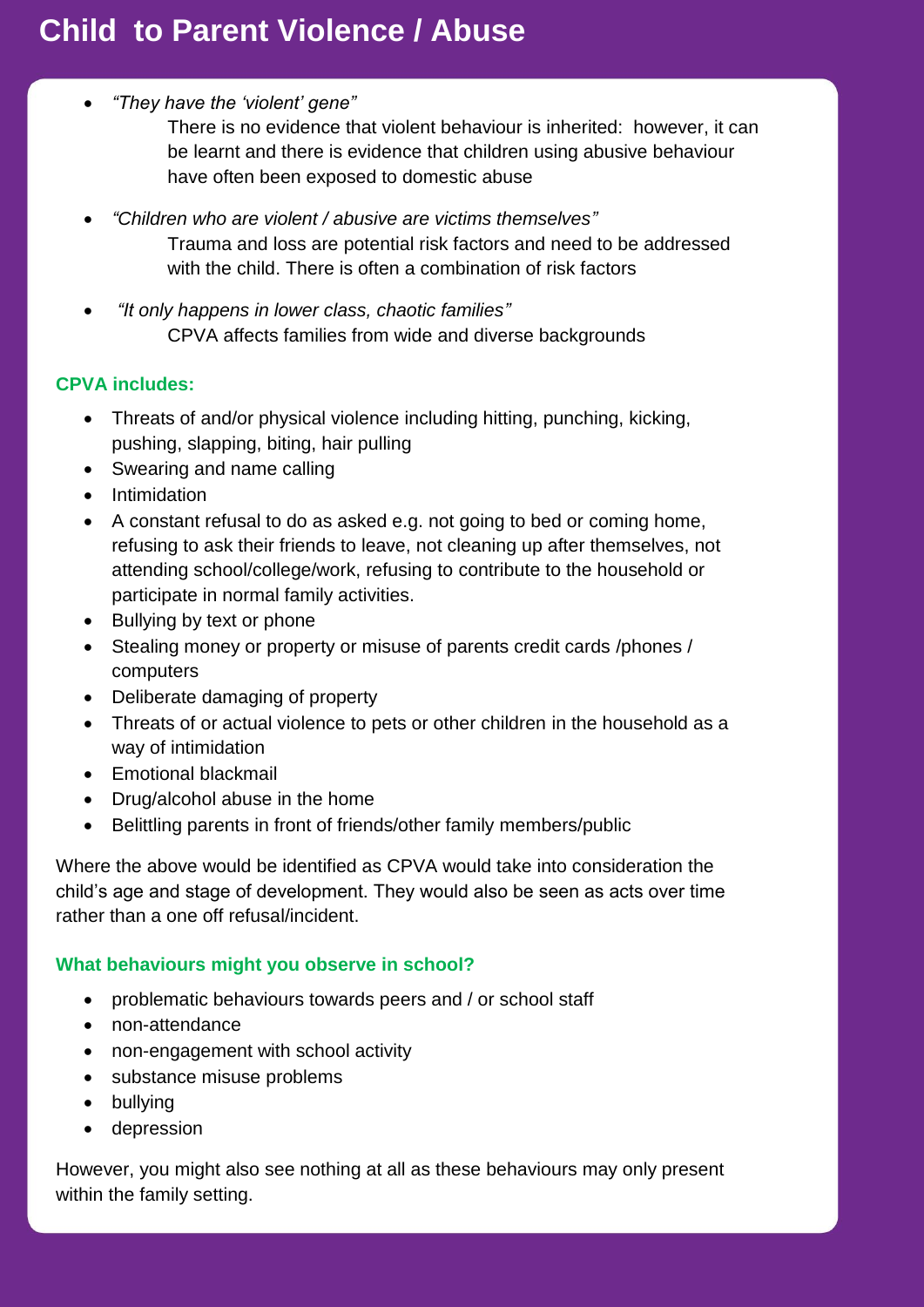# Child to Parent Violence / Abuse

- *"They have the 'violent' gene"*

  There is no evidence that violent behaviour is inherited: however, it can be learnt and there is evidence that children using abusive behaviour have often been exposed to domestic abuse

- *"Children who are violent / abusive are victims themselves"*

  Trauma and loss are potential risk factors and need to be addressed with the child. There is often a combination of risk factors

- *"It only happens in lower class, chaotic families"*

  CPVA affects families from wide and diverse backgrounds

### CPVA includes:

- Threats of and/or physical violence including hitting, punching, kicking, pushing, slapping, biting, hair pulling
- Swearing and name calling
- Intimidation
- A constant refusal to do as asked e.g. not going to bed or coming home, refusing to ask their friends to leave, not cleaning up after themselves, not attending school/college/work, refusing to contribute to the household or participate in normal family activities.
- Bullying by text or phone
- Stealing money or property or misuse of parents credit cards /phones / computers
- Deliberate damaging of property
- Threats of or actual violence to pets or other children in the household as a way of intimidation
- Emotional blackmail
- Drug/alcohol abuse in the home
- Belittling parents in front of friends/other family members/public

Where the above would be identified as CPVA would take into consideration the child's age and stage of development. They would also be seen as acts over time rather than a one off refusal/incident.

### What behaviours might you observe in school?

- problematic behaviours towards peers and / or school staff
- non-attendance
- non-engagement with school activity
- substance misuse problems
- bullying
- depression

However, you might also see nothing at all as these behaviours may only present within the family setting.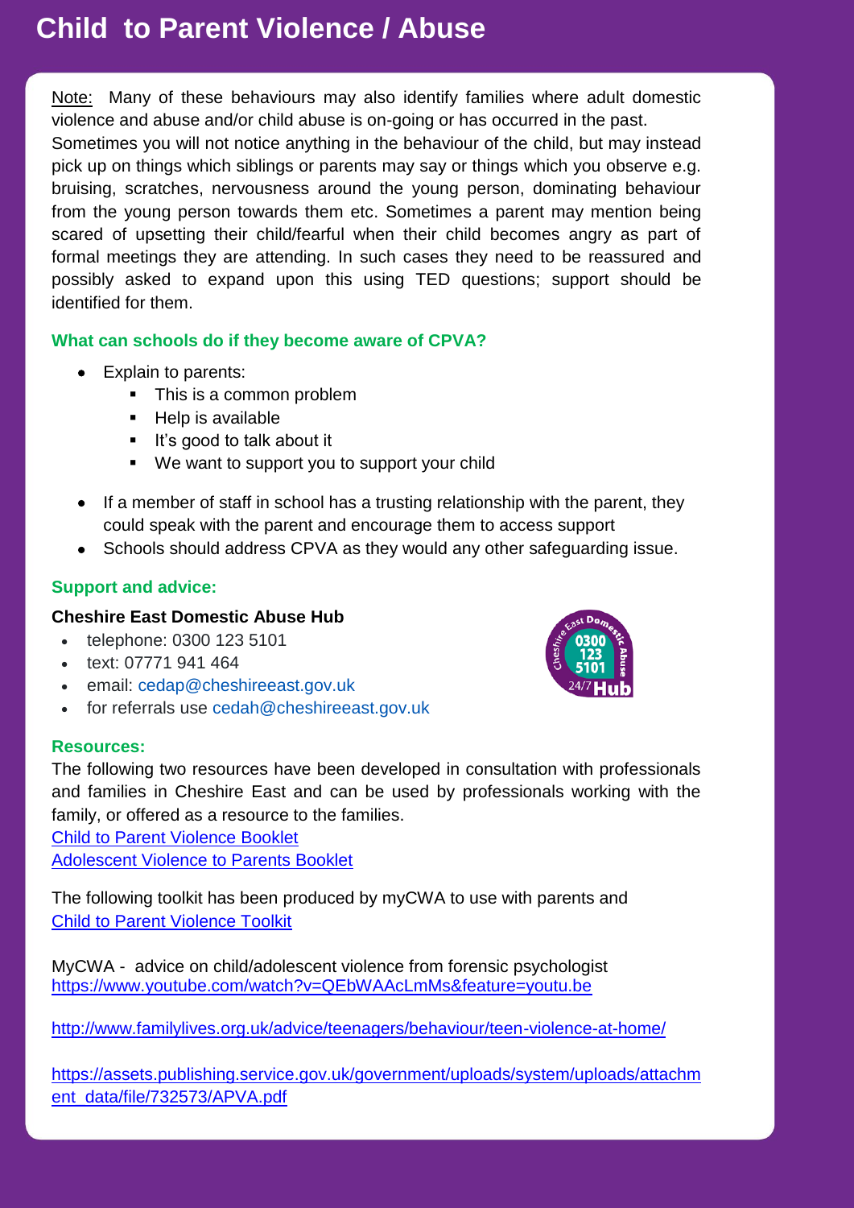# Child to Parent Violence / Abuse

Note: Many of these behaviours may also identify families where adult domestic violence and abuse and/or child abuse is on-going or has occurred in the past. Sometimes you will not notice anything in the behaviour of the child, but may instead pick up on things which siblings or parents may say or things which you observe e.g. bruising, scratches, nervousness around the young person, dominating behaviour from the young person towards them etc. Sometimes a parent may mention being scared of upsetting their child/fearful when their child becomes angry as part of formal meetings they are attending. In such cases they need to be reassured and possibly asked to expand upon this using TED questions; support should be identified for them.

### What can schools do if they become aware of CPVA?

- Explain to parents:
  - This is a common problem
  - Help is available
  - It's good to talk about it
  - We want to support you to support your child
- If a member of staff in school has a trusting relationship with the parent, they could speak with the parent and encourage them to access support
- Schools should address CPVA as they would any other safeguarding issue.

### Support and advice:

**Cheshire East Domestic Abuse Hub**

- telephone: 0300 123 5101
- text: 07771 941 464
- email: cedap@cheshireeast.gov.uk
- for referrals use cedah@cheshireeast.gov.uk

### Resources:

The following two resources have been developed in consultation with professionals and families in Cheshire East and can be used by professionals working with the family, or offered as a resource to the families.

Child to Parent Violence Booklet
Adolescent Violence to Parents Booklet

The following toolkit has been produced by myCWA to use with parents and
Child to Parent Violence Toolkit

MyCWA - advice on child/adolescent violence from forensic psychologist
https://www.youtube.com/watch?v=QEbWAAcLmMs&feature=youtu.be

http://www.familylives.org.uk/advice/teenagers/behaviour/teen-violence-at-home/

https://assets.publishing.service.gov.uk/government/uploads/system/uploads/attachment_data/file/732573/APVA.pdf